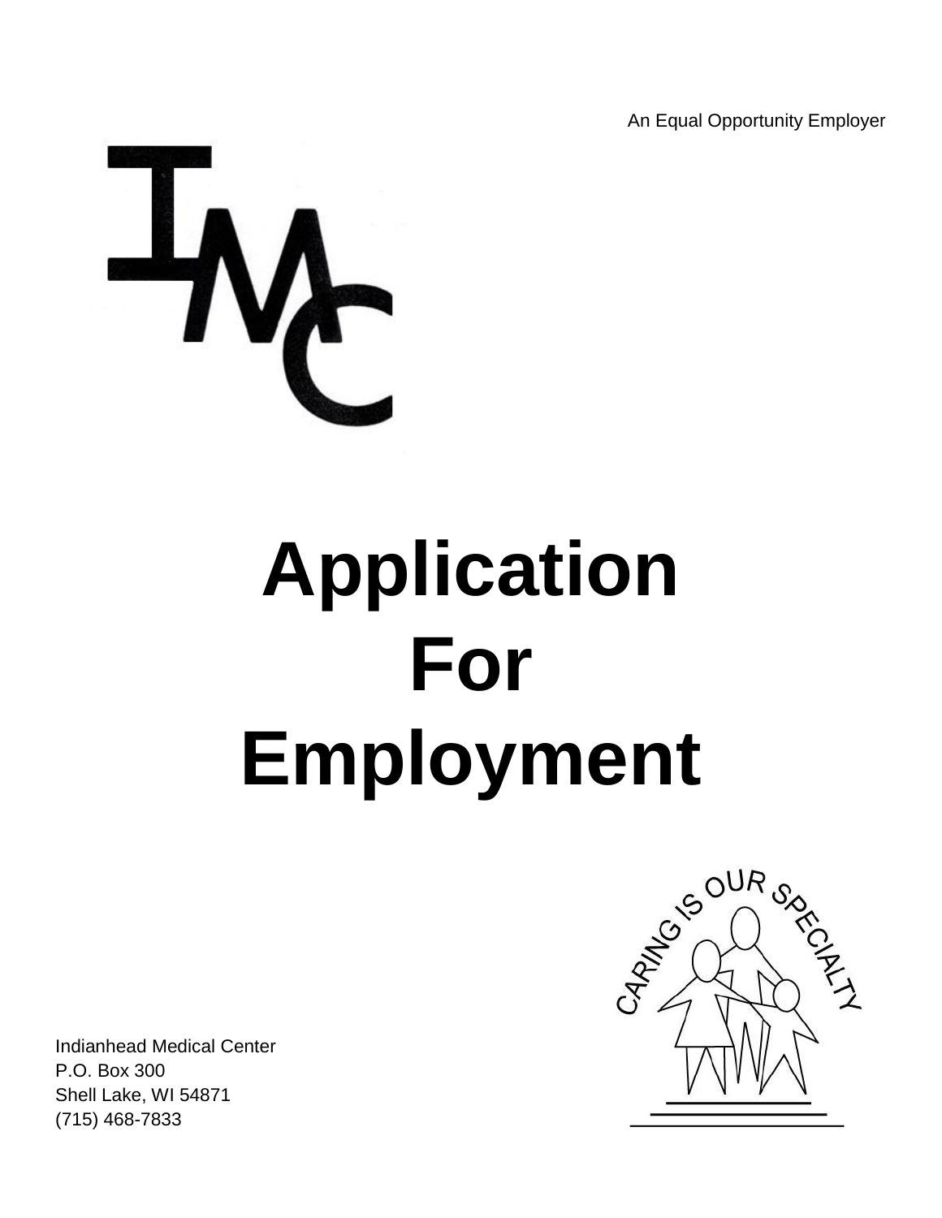An Equal Opportunity Employer

IMC

# Application For Employment

CARING IS OUR SPECIALTY

Indianhead Medical Center
P.O. Box 300
Shell Lake, WI 54871
(715) 468-7833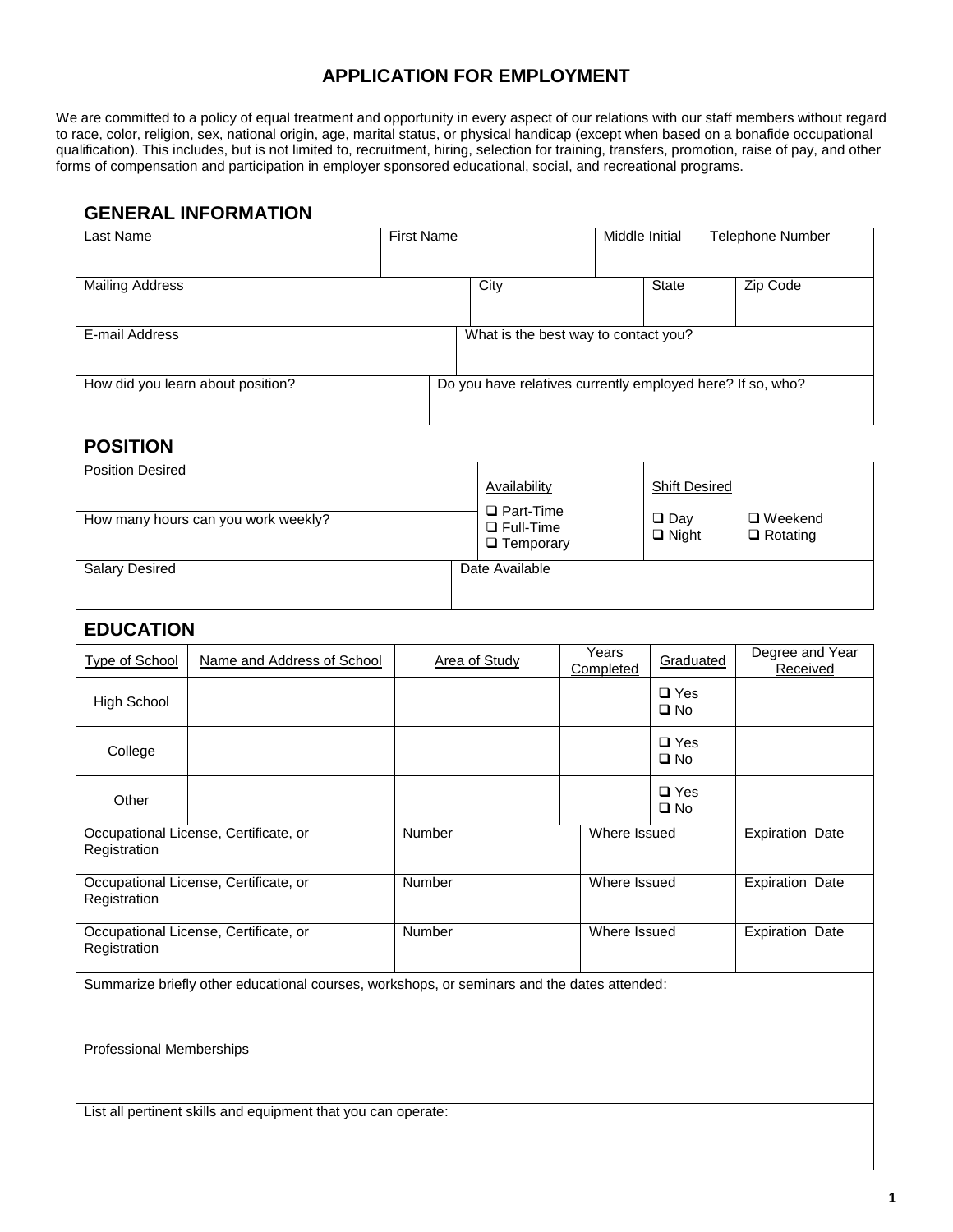# APPLICATION FOR EMPLOYMENT

We are committed to a policy of equal treatment and opportunity in every aspect of our relations with our staff members without regard to race, color, religion, sex, national origin, age, marital status, or physical handicap (except when based on a bonafide occupational qualification). This includes, but is not limited to, recruitment, hiring, selection for training, transfers, promotion, raise of pay, and other forms of compensation and participation in employer sponsored educational, social, and recreational programs.

## GENERAL INFORMATION

| Last Name | First Name | Middle Initial | Telephone Number |
|---|---|---|---|
| | | | |

| Mailing Address | City | State | Zip Code |
|---|---|---|---|
| | | | |

| E-mail Address | What is the best way to contact you? |
|---|---|
| | |

| How did you learn about position? | Do you have relatives currently employed here? If so, who? |
|---|---|
| | |

## POSITION

| Position Desired | Availability | Shift Desired |
|---|---|---|
| | ❑ Part-Time<br>❑ Full-Time<br>❑ Temporary | ❑ Day ❑ Weekend<br>❑ Night ❑ Rotating |
| How many hours can you work weekly? | | |

| Salary Desired | Date Available |
|---|---|
| | |

## EDUCATION

| Type of School | Name and Address of School | Area of Study | Years Completed | Graduated | Degree and Year Received |
|---|---|---|---|---|---|
| High School | | | | ❑ Yes<br>❑ No | |
| College | | | | ❑ Yes<br>❑ No | |
| Other | | | | ❑ Yes<br>❑ No | |

| Occupational License, Certificate, or Registration | Number | Where Issued | Expiration Date |
|---|---|---|---|
| Occupational License, Certificate, or Registration | Number | Where Issued | Expiration Date |
| Occupational License, Certificate, or Registration | Number | Where Issued | Expiration Date |

Summarize briefly other educational courses, workshops, or seminars and the dates attended:

Professional Memberships

List all pertinent skills and equipment that you can operate: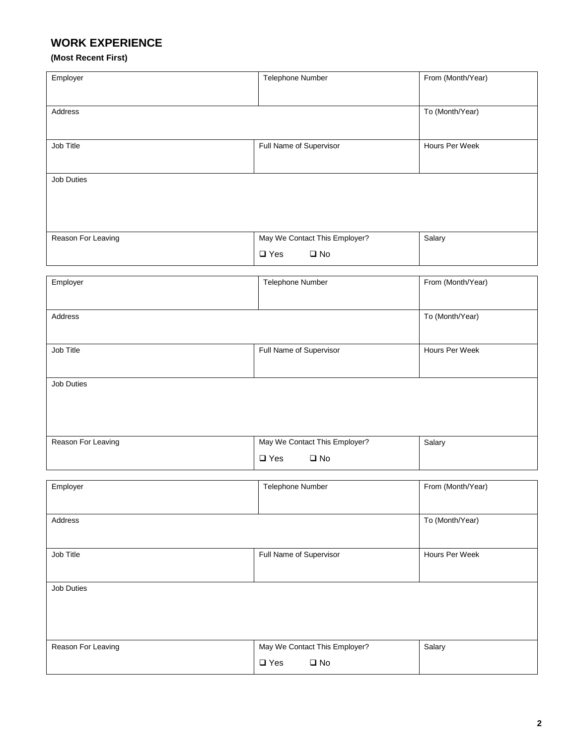## WORK EXPERIENCE

**(Most Recent First)**

| Employer | Telephone Number | From (Month/Year) |
|---|---|---|
| Address | | To (Month/Year) |
| Job Title | Full Name of Supervisor | Hours Per Week |
| Job Duties | | |
| Reason For Leaving | May We Contact This Employer? ❑ Yes ❑ No | Salary |

| Employer | Telephone Number | From (Month/Year) |
|---|---|---|
| Address | | To (Month/Year) |
| Job Title | Full Name of Supervisor | Hours Per Week |
| Job Duties | | |
| Reason For Leaving | May We Contact This Employer? ❑ Yes ❑ No | Salary |

| Employer | Telephone Number | From (Month/Year) |
|---|---|---|
| Address | | To (Month/Year) |
| Job Title | Full Name of Supervisor | Hours Per Week |
| Job Duties | | |
| Reason For Leaving | May We Contact This Employer? ❑ Yes ❑ No | Salary |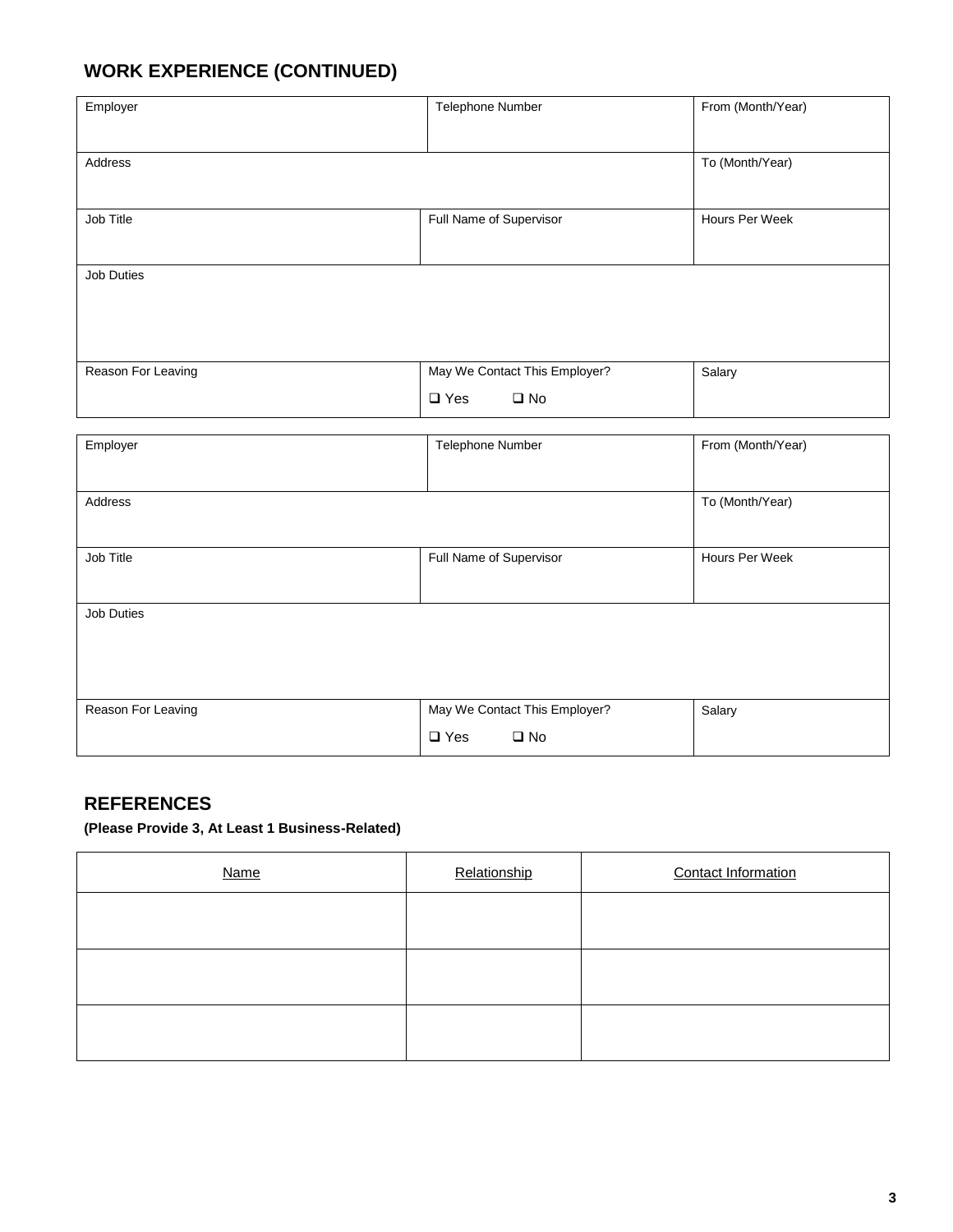## WORK EXPERIENCE (CONTINUED)

| Employer | Telephone Number | From (Month/Year) |
|---|---|---|
| Address | | To (Month/Year) |
| Job Title | Full Name of Supervisor | Hours Per Week |
| Job Duties | | |
| Reason For Leaving | May We Contact This Employer? ❑ Yes ❑ No | Salary |

| Employer | Telephone Number | From (Month/Year) |
|---|---|---|
| Address | | To (Month/Year) |
| Job Title | Full Name of Supervisor | Hours Per Week |
| Job Duties | | |
| Reason For Leaving | May We Contact This Employer? ❑ Yes ❑ No | Salary |

## REFERENCES

**(Please Provide 3, At Least 1 Business-Related)**

| Name | Relationship | Contact Information |
|---|---|---|
| | | |
| | | |
| | | |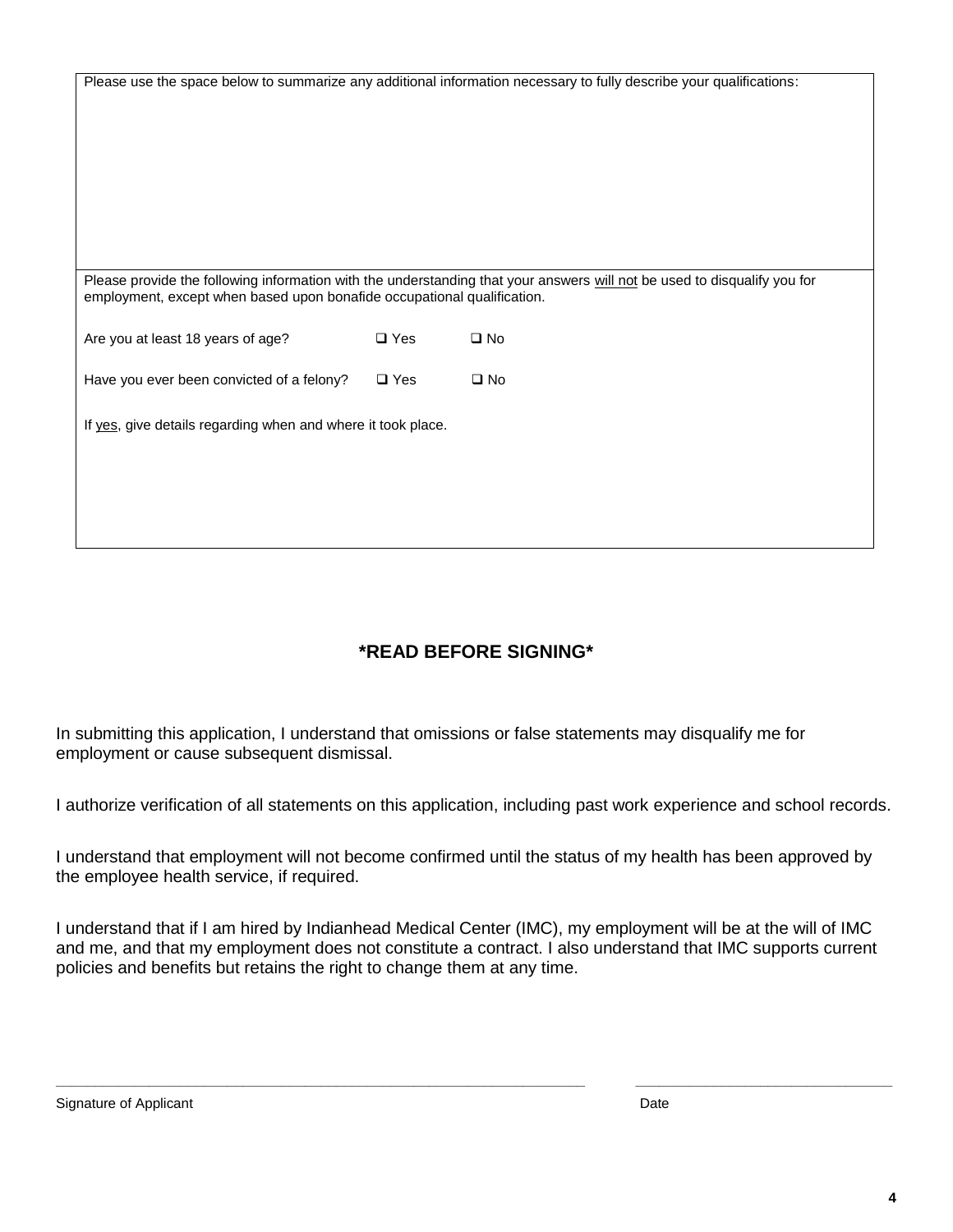Please use the space below to summarize any additional information necessary to fully describe your qualifications:

Please provide the following information with the understanding that your answers will not be used to disqualify you for employment, except when based upon bonafide occupational qualification.

Are you at least 18 years of age? ❑ Yes ❑ No

Have you ever been convicted of a felony? ❑ Yes ❑ No

If yes, give details regarding when and where it took place.

## *READ BEFORE SIGNING*

In submitting this application, I understand that omissions or false statements may disqualify me for employment or cause subsequent dismissal.

I authorize verification of all statements on this application, including past work experience and school records.

I understand that employment will not become confirmed until the status of my health has been approved by the employee health service, if required.

I understand that if I am hired by Indianhead Medical Center (IMC), my employment will be at the will of IMC and me, and that my employment does not constitute a contract. I also understand that IMC supports current policies and benefits but retains the right to change them at any time.

\_\_\_\_\_\_\_\_\_\_\_\_\_\_\_\_\_\_\_\_\_\_\_\_\_\_\_\_\_\_\_\_\_\_\_\_\_\_\_\_ \_\_\_\_\_\_\_\_\_\_\_\_\_\_\_\_\_\_\_\_\_\_\_\_

Signature of Applicant Date